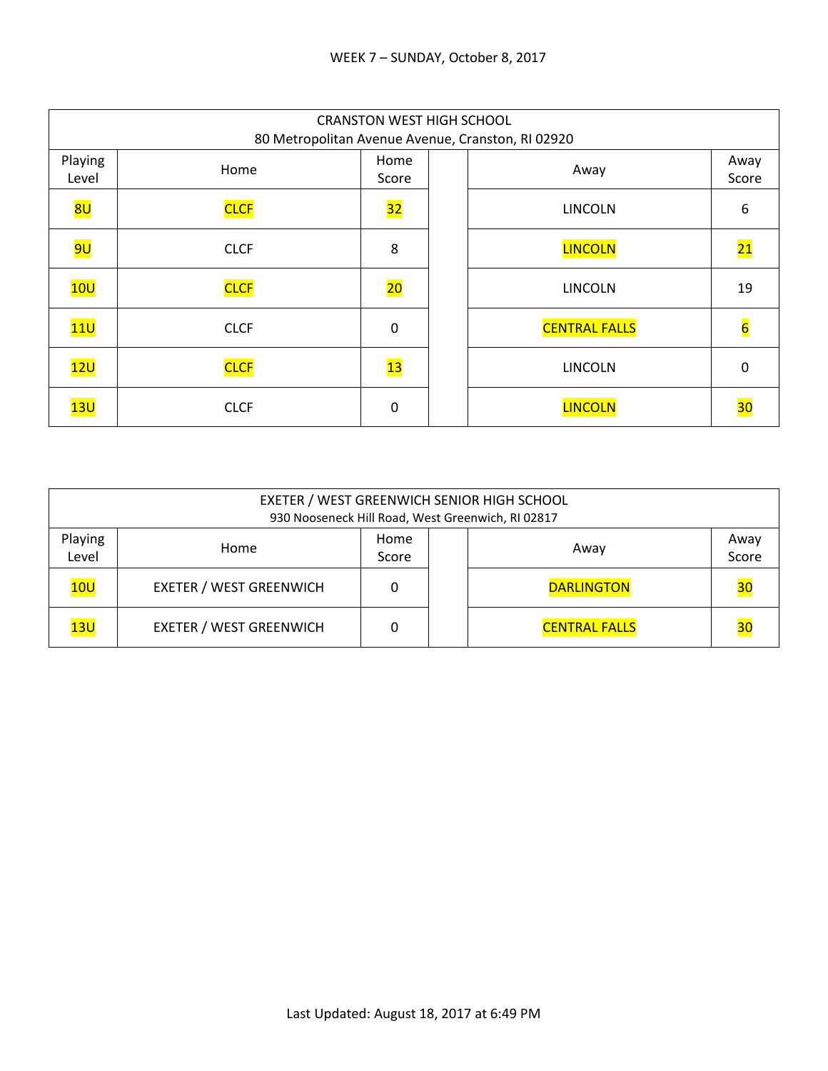WEEK 7 – SUNDAY, October 8, 2017

| CRANSTON WEST HIGH SCHOOL<br>80 Metropolitan Avenue Avenue, Cranston, RI 02920 | | | | | |
|---|---|---|---|---|---|
| Playing Level | Home | Home Score | | Away | Away Score |
| 8U | CLCF | 32 | | LINCOLN | 6 |
| 9U | CLCF | 8 | | LINCOLN | 21 |
| 10U | CLCF | 20 | | LINCOLN | 19 |
| 11U | CLCF | 0 | | CENTRAL FALLS | 6 |
| 12U | CLCF | 13 | | LINCOLN | 0 |
| 13U | CLCF | 0 | | LINCOLN | 30 |

| EXETER / WEST GREENWICH SENIOR HIGH SCHOOL<br>930 Nooseneck Hill Road, West Greenwich, RI 02817 | | | | | |
|---|---|---|---|---|---|
| Playing Level | Home | Home Score | | Away | Away Score |
| 10U | EXETER / WEST GREENWICH | 0 | | DARLINGTON | 30 |
| 13U | EXETER / WEST GREENWICH | 0 | | CENTRAL FALLS | 30 |

Last Updated: August 18, 2017 at 6:49 PM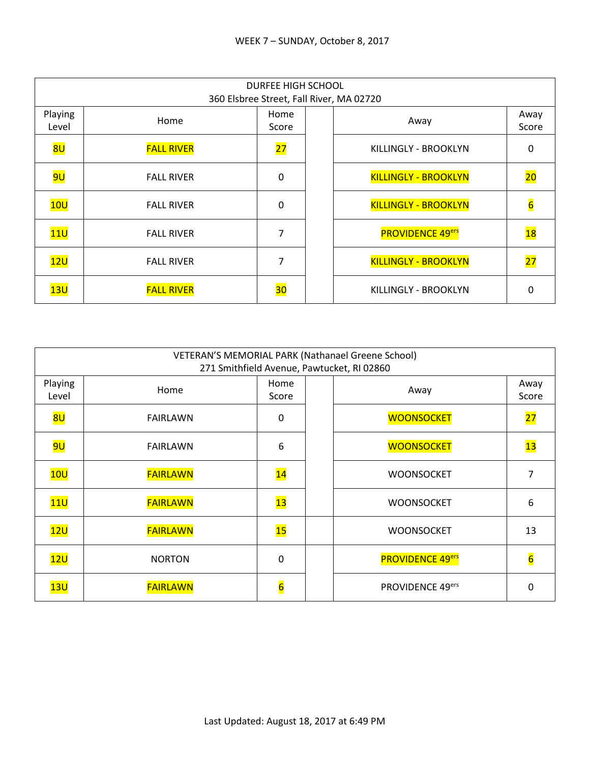WEEK 7 – SUNDAY, October 8, 2017

| DURFEE HIGH SCHOOL<br>360 Elsbree Street, Fall River, MA 02720 | | | | | |
|---|---|---|---|---|---|
| Playing Level | Home | Home Score | | Away | Away Score |
| 8U | FALL RIVER | 27 | | KILLINGLY - BROOKLYN | 0 |
| 9U | FALL RIVER | 0 | | KILLINGLY - BROOKLYN | 20 |
| 10U | FALL RIVER | 0 | | KILLINGLY - BROOKLYN | 6 |
| 11U | FALL RIVER | 7 | | PROVIDENCE 49ers | 18 |
| 12U | FALL RIVER | 7 | | KILLINGLY - BROOKLYN | 27 |
| 13U | FALL RIVER | 30 | | KILLINGLY - BROOKLYN | 0 |

| VETERAN'S MEMORIAL PARK (Nathanael Greene School)<br>271 Smithfield Avenue, Pawtucket, RI 02860 | | | | | |
|---|---|---|---|---|---|
| Playing Level | Home | Home Score | | Away | Away Score |
| 8U | FAIRLAWN | 0 | | WOONSOCKET | 27 |
| 9U | FAIRLAWN | 6 | | WOONSOCKET | 13 |
| 10U | FAIRLAWN | 14 | | WOONSOCKET | 7 |
| 11U | FAIRLAWN | 13 | | WOONSOCKET | 6 |
| 12U | FAIRLAWN | 15 | | WOONSOCKET | 13 |
| 12U | NORTON | 0 | | PROVIDENCE 49ers | 6 |
| 13U | FAIRLAWN | 6 | | PROVIDENCE 49ers | 0 |

Last Updated: August 18, 2017 at 6:49 PM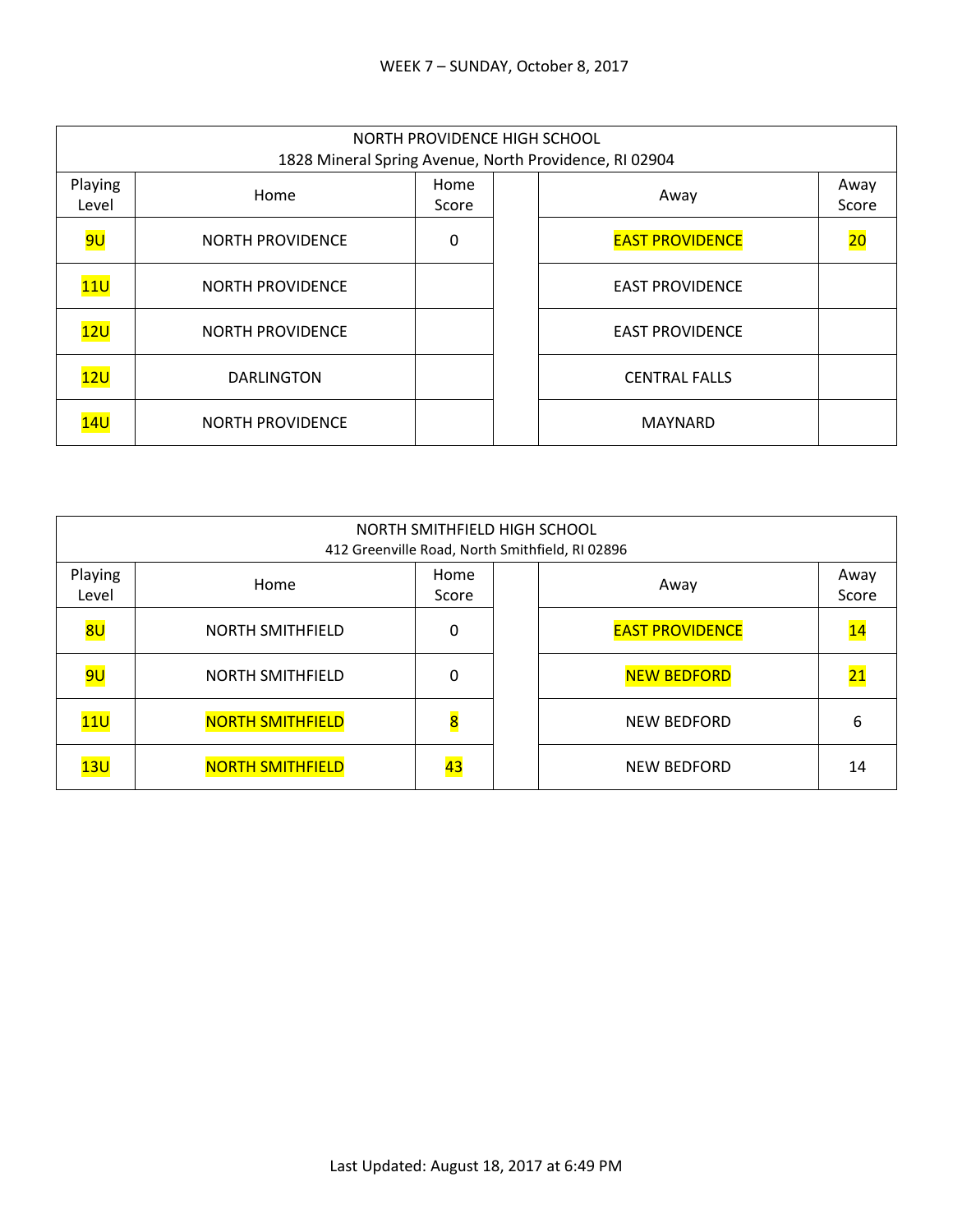WEEK 7 – SUNDAY, October 8, 2017

| NORTH PROVIDENCE HIGH SCHOOL<br>1828 Mineral Spring Avenue, North Providence, RI 02904 | | | | | |
|---|---|---|---|---|---|
| Playing Level | Home | Home Score | | Away | Away Score |
| 9U | NORTH PROVIDENCE | 0 | | EAST PROVIDENCE | 20 |
| 11U | NORTH PROVIDENCE | | | EAST PROVIDENCE | |
| 12U | NORTH PROVIDENCE | | | EAST PROVIDENCE | |
| 12U | DARLINGTON | | | CENTRAL FALLS | |
| 14U | NORTH PROVIDENCE | | | MAYNARD | |

| NORTH SMITHFIELD HIGH SCHOOL<br>412 Greenville Road, North Smithfield, RI 02896 | | | | | |
|---|---|---|---|---|---|
| Playing Level | Home | Home Score | | Away | Away Score |
| 8U | NORTH SMITHFIELD | 0 | | EAST PROVIDENCE | 14 |
| 9U | NORTH SMITHFIELD | 0 | | NEW BEDFORD | 21 |
| 11U | NORTH SMITHFIELD | 8 | | NEW BEDFORD | 6 |
| 13U | NORTH SMITHFIELD | 43 | | NEW BEDFORD | 14 |

Last Updated: August 18, 2017 at 6:49 PM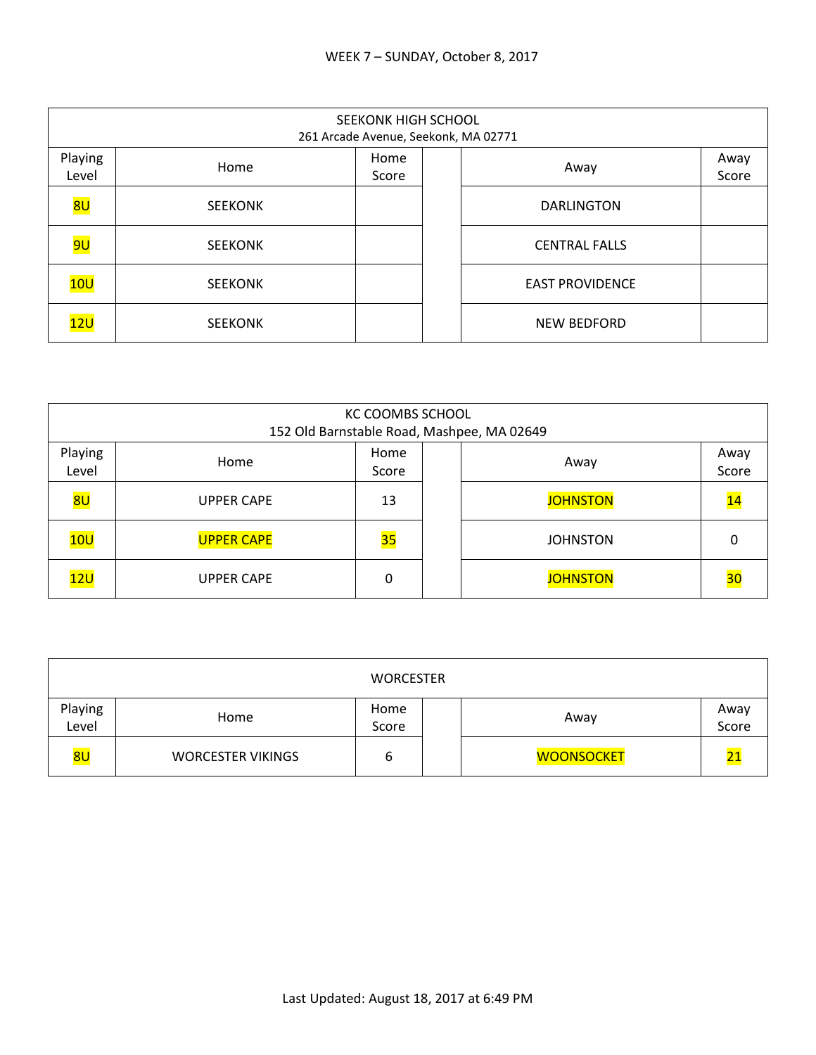WEEK 7 – SUNDAY, October 8, 2017

| SEEKONK HIGH SCHOOL<br>261 Arcade Avenue, Seekonk, MA 02771 | | | | | |
|---|---|---|---|---|---|
| Playing Level | Home | Home Score | | Away | Away Score |
| 8U | SEEKONK | | | DARLINGTON | |
| 9U | SEEKONK | | | CENTRAL FALLS | |
| 10U | SEEKONK | | | EAST PROVIDENCE | |
| 12U | SEEKONK | | | NEW BEDFORD | |

| KC COOMBS SCHOOL<br>152 Old Barnstable Road, Mashpee, MA 02649 | | | | | |
|---|---|---|---|---|---|
| Playing Level | Home | Home Score | | Away | Away Score |
| 8U | UPPER CAPE | 13 | | JOHNSTON | 14 |
| 10U | UPPER CAPE | 35 | | JOHNSTON | 0 |
| 12U | UPPER CAPE | 0 | | JOHNSTON | 30 |

| WORCESTER | | | | | |
|---|---|---|---|---|---|
| Playing Level | Home | Home Score | | Away | Away Score |
| 8U | WORCESTER VIKINGS | 6 | | WOONSOCKET | 21 |

Last Updated: August 18, 2017 at 6:49 PM